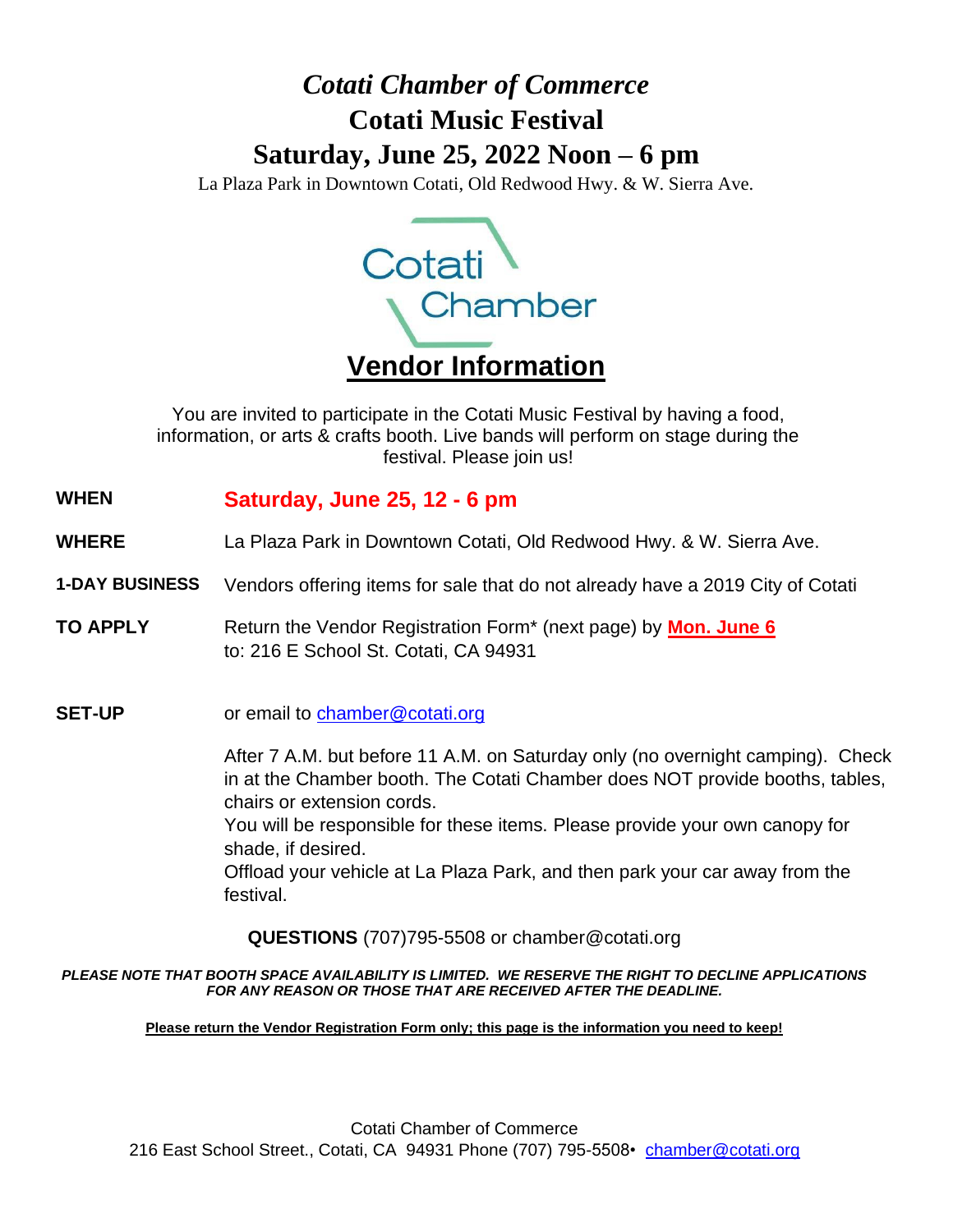# *Cotati Chamber of Commerce*

# Cotati Music Festival

# Saturday, June 25, 2022 Noon – 6 pm

La Plaza Park in Downtown Cotati, Old Redwood Hwy. & W. Sierra Ave.

Cotati Chamber

## Vendor Information

You are invited to participate in the Cotati Music Festival by having a food, information, or arts & crafts booth. Live bands will perform on stage during the festival. Please join us!

**WHEN** **Saturday, June 25, 12 - 6 pm**

**WHERE** La Plaza Park in Downtown Cotati, Old Redwood Hwy. & W. Sierra Ave.

**1-DAY BUSINESS** Vendors offering items for sale that do not already have a 2019 City of Cotati

**TO APPLY** Return the Vendor Registration Form* (next page) by **Mon. June 6** to: 216 E School St. Cotati, CA 94931

**SET-UP** or email to chamber@cotati.org

After 7 A.M. but before 11 A.M. on Saturday only (no overnight camping). Check in at the Chamber booth. The Cotati Chamber does NOT provide booths, tables, chairs or extension cords.
You will be responsible for these items. Please provide your own canopy for shade, if desired.
Offload your vehicle at La Plaza Park, and then park your car away from the festival.

**QUESTIONS** (707)795-5508 or chamber@cotati.org

***PLEASE NOTE THAT BOOTH SPACE AVAILABILITY IS LIMITED. WE RESERVE THE RIGHT TO DECLINE APPLICATIONS FOR ANY REASON OR THOSE THAT ARE RECEIVED AFTER THE DEADLINE.***

**Please return the Vendor Registration Form only; this page is the information you need to keep!**

Cotati Chamber of Commerce
216 East School Street., Cotati, CA 94931 Phone (707) 795-5508• chamber@cotati.org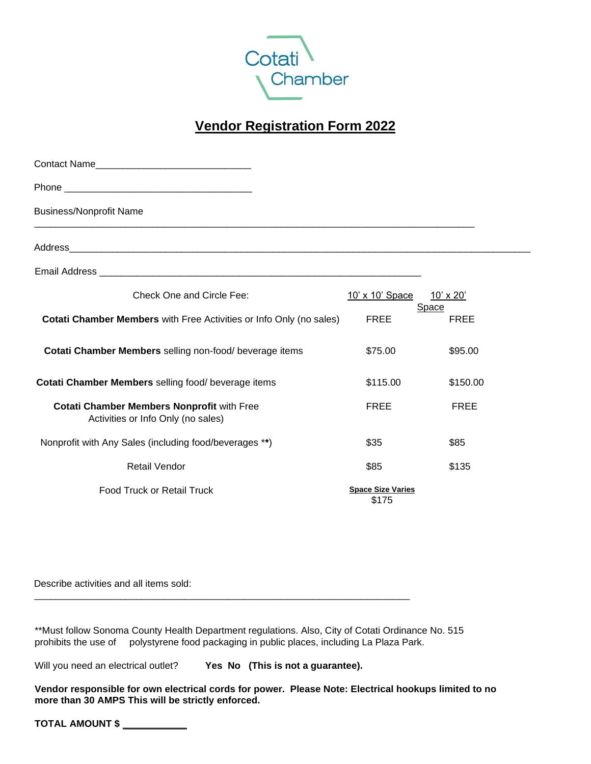Cotati Chamber

# Vendor Registration Form 2022

Contact Name\_\_\_\_\_\_\_\_\_\_\_\_\_\_\_\_\_\_\_\_\_\_\_\_\_\_\_\_\_\_

Phone \_\_\_\_\_\_\_\_\_\_\_\_\_\_\_\_\_\_\_\_\_\_\_\_\_\_\_\_\_\_\_\_\_\_\_\_

Business/Nonprofit Name \_\_\_\_\_\_\_\_\_\_\_\_\_\_\_\_\_\_\_\_\_\_\_\_\_\_\_\_\_\_\_\_\_\_\_\_\_\_\_\_\_\_\_\_\_\_\_\_\_\_\_\_\_\_\_\_\_\_\_\_\_\_

Address\_\_\_\_\_\_\_\_\_\_\_\_\_\_\_\_\_\_\_\_\_\_\_\_\_\_\_\_\_\_\_\_\_\_\_\_\_\_\_\_\_\_\_\_\_\_\_\_\_\_\_\_\_\_\_\_\_\_\_\_\_\_\_\_\_\_\_\_\_\_\_\_\_\_\_\_\_\_\_\_\_\_\_\_

Email Address \_\_\_\_\_\_\_\_\_\_\_\_\_\_\_\_\_\_\_\_\_\_\_\_\_\_\_\_\_\_\_\_\_\_\_\_\_\_\_\_\_\_\_\_\_\_\_\_\_\_\_\_\_\_\_\_\_\_\_\_\_

| Check One and Circle Fee: | 10' x 10' Space | 10' x 20' Space |
|---|---|---|
| **Cotati Chamber Members** with Free Activities or Info Only (no sales) | FREE | FREE |
| **Cotati Chamber Members** selling non-food/ beverage items | $75.00 | $95.00 |
| **Cotati Chamber Members** selling food/ beverage items | $115.00 | $150.00 |
| **Cotati Chamber Members Nonprofit** with Free Activities or Info Only (no sales) | FREE | FREE |
| Nonprofit with Any Sales (including food/beverages **) | $35 | $85 |
| Retail Vendor | $85 | $135 |
| Food Truck or Retail Truck | **Space Size Varies** $175 | |

Describe activities and all items sold: \_\_\_\_\_\_\_\_\_\_\_\_\_\_\_\_\_\_\_\_\_\_\_\_\_\_\_\_\_\_\_\_\_\_\_\_\_\_\_\_\_\_\_\_\_\_\_\_\_\_\_\_\_\_\_\_\_\_\_\_\_\_\_\_\_\_\_\_\_\_

**Must follow Sonoma County Health Department regulations. Also, City of Cotati Ordinance No. 515 prohibits the use of polystyrene food packaging in public places, including La Plaza Park.

Will you need an electrical outlet? **Yes No (This is not a guarantee).**

**Vendor responsible for own electrical cords for power. Please Note: Electrical hookups limited to no more than 30 AMPS This will be strictly enforced.**

**TOTAL AMOUNT $ \_\_\_\_\_\_\_\_\_\_\_\_**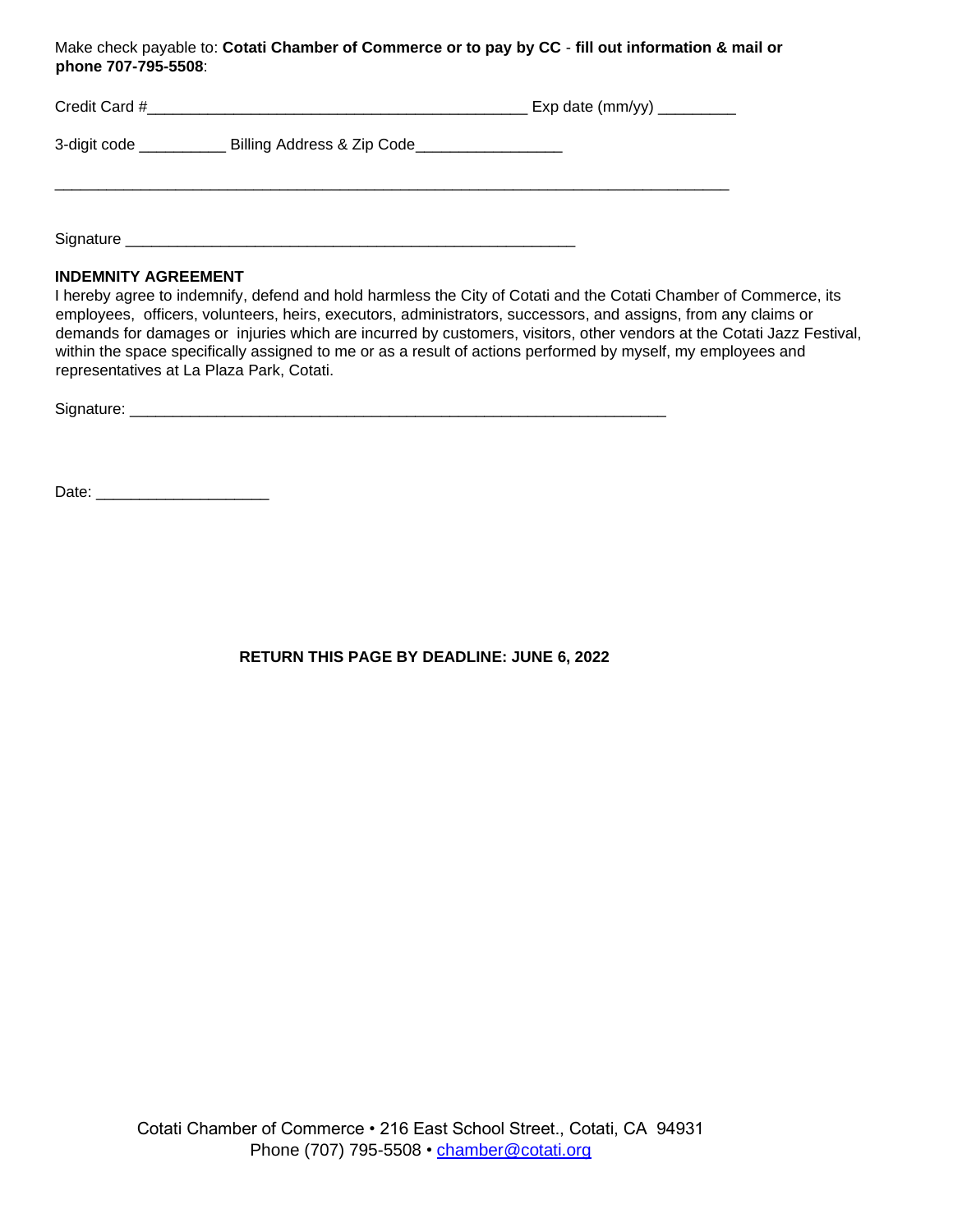Make check payable to: **Cotati Chamber of Commerce or to pay by CC** - **fill out information & mail or phone 707-795-5508**:

Credit Card #_____________________________________________ Exp date (mm/yy) _________

3-digit code __________ Billing Address & Zip Code_________________

_______________________________________________________________________________

Signature _____________________________________________________

**INDEMNITY AGREEMENT**

I hereby agree to indemnify, defend and hold harmless the City of Cotati and the Cotati Chamber of Commerce, its employees, officers, volunteers, heirs, executors, administrators, successors, and assigns, from any claims or demands for damages or injuries which are incurred by customers, visitors, other vendors at the Cotati Jazz Festival, within the space specifically assigned to me or as a result of actions performed by myself, my employees and representatives at La Plaza Park, Cotati.

Signature: ________________________________________________________________

Date: ____________________

**RETURN THIS PAGE BY DEADLINE: JUNE 6, 2022**

Cotati Chamber of Commerce • 216 East School Street., Cotati, CA 94931
Phone (707) 795-5508 • chamber@cotati.org